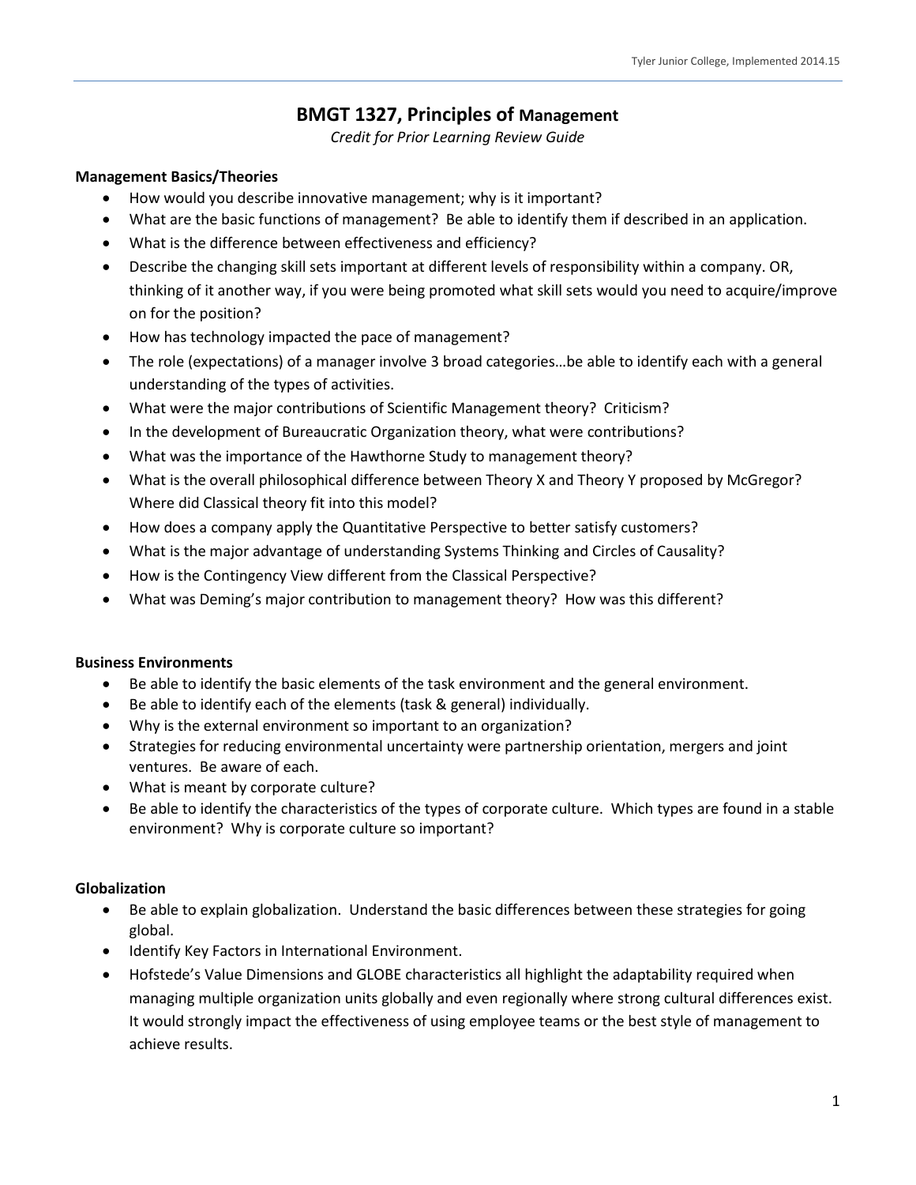# BMGT 1327, Principles of Management

*Credit for Prior Learning Review Guide*

**Management Basics/Theories**

- How would you describe innovative management; why is it important?
- What are the basic functions of management? Be able to identify them if described in an application.
- What is the difference between effectiveness and efficiency?
- Describe the changing skill sets important at different levels of responsibility within a company. OR, thinking of it another way, if you were being promoted what skill sets would you need to acquire/improve on for the position?
- How has technology impacted the pace of management?
- The role (expectations) of a manager involve 3 broad categories…be able to identify each with a general understanding of the types of activities.
- What were the major contributions of Scientific Management theory? Criticism?
- In the development of Bureaucratic Organization theory, what were contributions?
- What was the importance of the Hawthorne Study to management theory?
- What is the overall philosophical difference between Theory X and Theory Y proposed by McGregor? Where did Classical theory fit into this model?
- How does a company apply the Quantitative Perspective to better satisfy customers?
- What is the major advantage of understanding Systems Thinking and Circles of Causality?
- How is the Contingency View different from the Classical Perspective?
- What was Deming's major contribution to management theory? How was this different?

**Business Environments**

- Be able to identify the basic elements of the task environment and the general environment.
- Be able to identify each of the elements (task & general) individually.
- Why is the external environment so important to an organization?
- Strategies for reducing environmental uncertainty were partnership orientation, mergers and joint ventures. Be aware of each.
- What is meant by corporate culture?
- Be able to identify the characteristics of the types of corporate culture. Which types are found in a stable environment? Why is corporate culture so important?

**Globalization**

- Be able to explain globalization. Understand the basic differences between these strategies for going global.
- Identify Key Factors in International Environment.
- Hofstede's Value Dimensions and GLOBE characteristics all highlight the adaptability required when managing multiple organization units globally and even regionally where strong cultural differences exist. It would strongly impact the effectiveness of using employee teams or the best style of management to achieve results.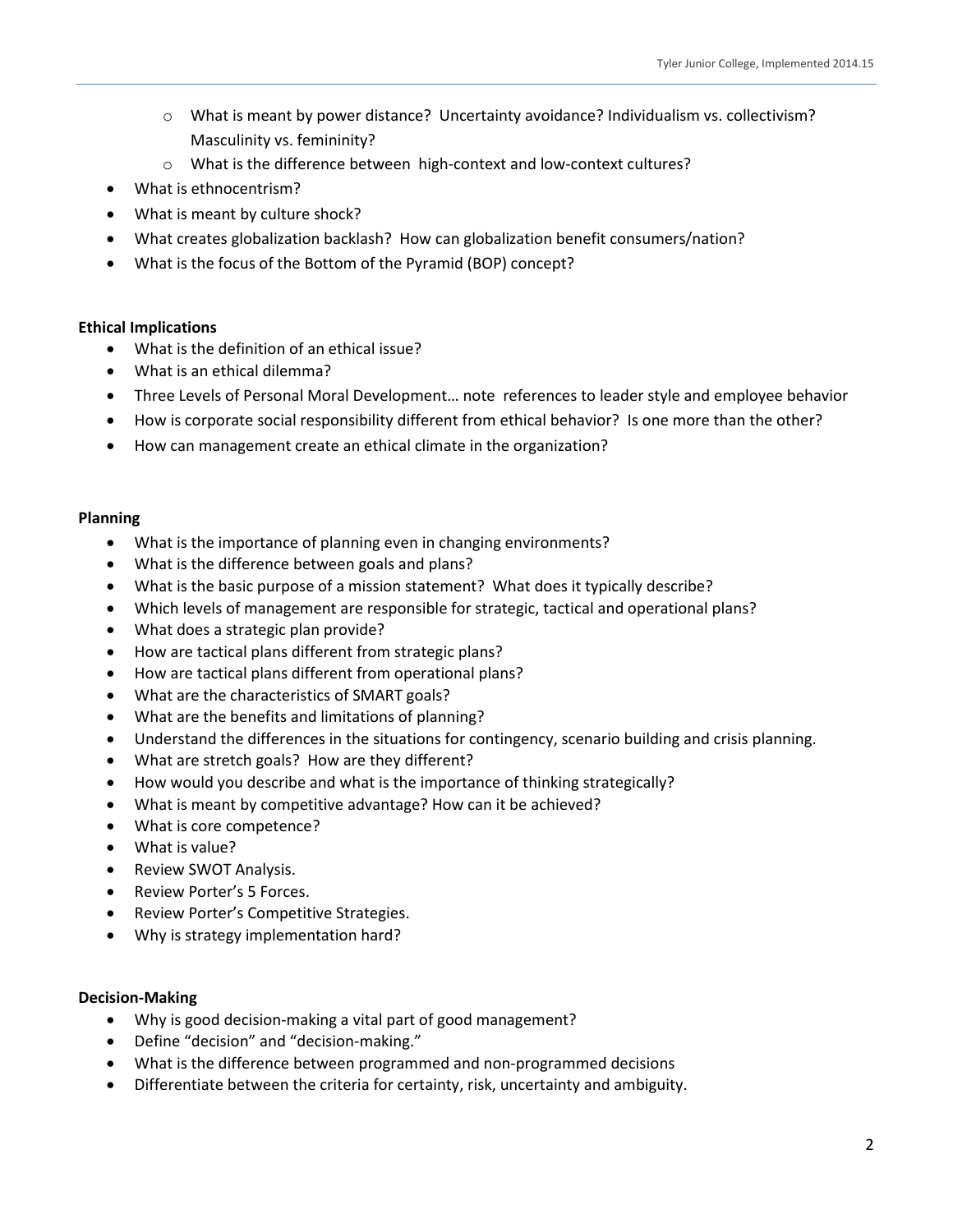- What is meant by power distance? Uncertainty avoidance? Individualism vs. collectivism? Masculinity vs. femininity?
  - What is the difference between high-context and low-context cultures?
- What is ethnocentrism?
- What is meant by culture shock?
- What creates globalization backlash? How can globalization benefit consumers/nation?
- What is the focus of the Bottom of the Pyramid (BOP) concept?

**Ethical Implications**

- What is the definition of an ethical issue?
- What is an ethical dilemma?
- Three Levels of Personal Moral Development… note references to leader style and employee behavior
- How is corporate social responsibility different from ethical behavior? Is one more than the other?
- How can management create an ethical climate in the organization?

**Planning**

- What is the importance of planning even in changing environments?
- What is the difference between goals and plans?
- What is the basic purpose of a mission statement? What does it typically describe?
- Which levels of management are responsible for strategic, tactical and operational plans?
- What does a strategic plan provide?
- How are tactical plans different from strategic plans?
- How are tactical plans different from operational plans?
- What are the characteristics of SMART goals?
- What are the benefits and limitations of planning?
- Understand the differences in the situations for contingency, scenario building and crisis planning.
- What are stretch goals? How are they different?
- How would you describe and what is the importance of thinking strategically?
- What is meant by competitive advantage? How can it be achieved?
- What is core competence?
- What is value?
- Review SWOT Analysis.
- Review Porter's 5 Forces.
- Review Porter's Competitive Strategies.
- Why is strategy implementation hard?

**Decision-Making**

- Why is good decision-making a vital part of good management?
- Define "decision" and "decision-making."
- What is the difference between programmed and non-programmed decisions
- Differentiate between the criteria for certainty, risk, uncertainty and ambiguity.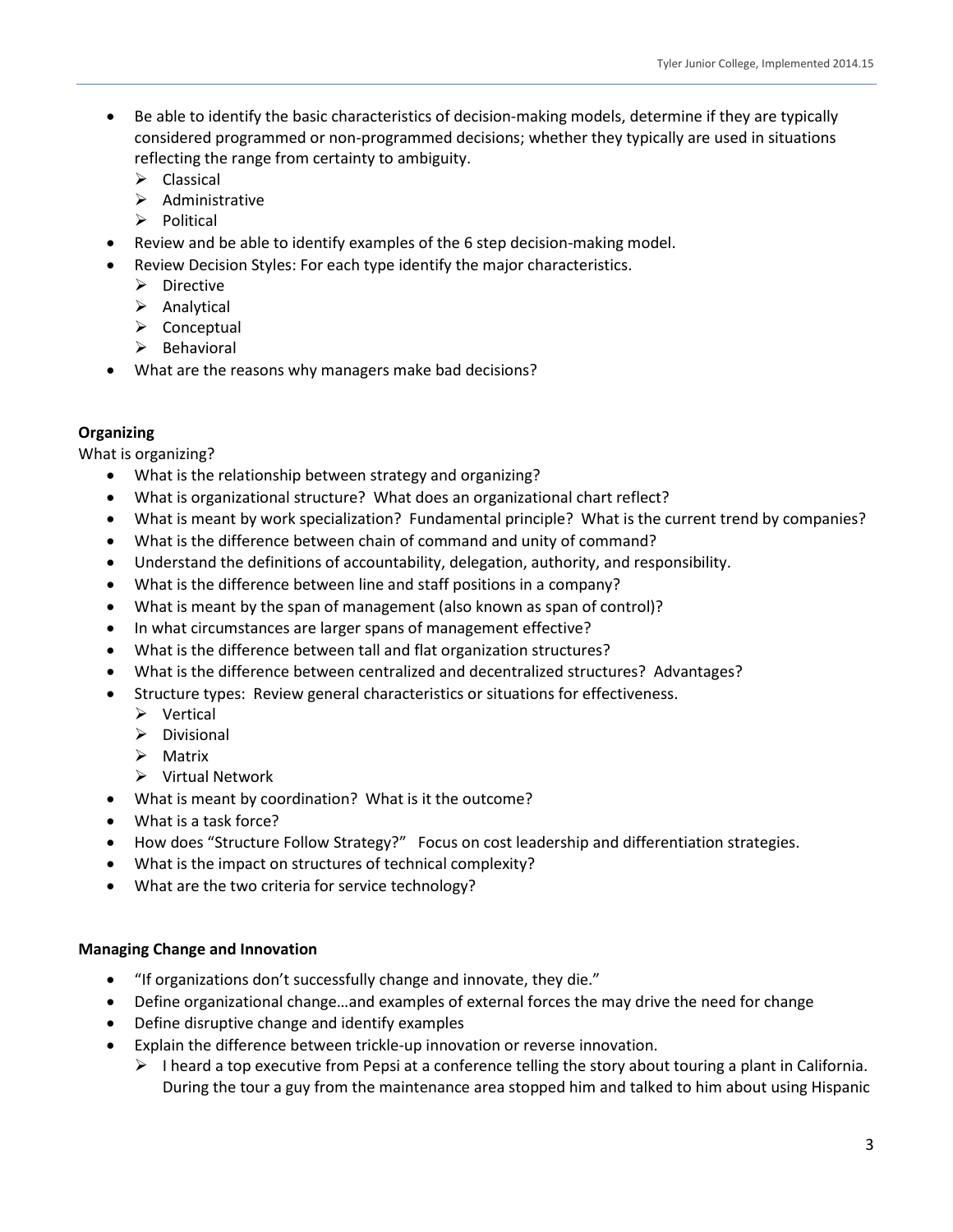- Be able to identify the basic characteristics of decision-making models, determine if they are typically considered programmed or non-programmed decisions; whether they typically are used in situations reflecting the range from certainty to ambiguity.
  - Classical
  - Administrative
  - Political
- Review and be able to identify examples of the 6 step decision-making model.
- Review Decision Styles: For each type identify the major characteristics.
  - Directive
  - Analytical
  - Conceptual
  - Behavioral
- What are the reasons why managers make bad decisions?

**Organizing**

What is organizing?

- What is the relationship between strategy and organizing?
- What is organizational structure? What does an organizational chart reflect?
- What is meant by work specialization? Fundamental principle? What is the current trend by companies?
- What is the difference between chain of command and unity of command?
- Understand the definitions of accountability, delegation, authority, and responsibility.
- What is the difference between line and staff positions in a company?
- What is meant by the span of management (also known as span of control)?
- In what circumstances are larger spans of management effective?
- What is the difference between tall and flat organization structures?
- What is the difference between centralized and decentralized structures? Advantages?
- Structure types: Review general characteristics or situations for effectiveness.
  - Vertical
  - Divisional
  - Matrix
  - Virtual Network
- What is meant by coordination? What is it the outcome?
- What is a task force?
- How does "Structure Follow Strategy?" Focus on cost leadership and differentiation strategies.
- What is the impact on structures of technical complexity?
- What are the two criteria for service technology?

**Managing Change and Innovation**

- "If organizations don't successfully change and innovate, they die."
- Define organizational change…and examples of external forces the may drive the need for change
- Define disruptive change and identify examples
- Explain the difference between trickle-up innovation or reverse innovation.
  - I heard a top executive from Pepsi at a conference telling the story about touring a plant in California. During the tour a guy from the maintenance area stopped him and talked to him about using Hispanic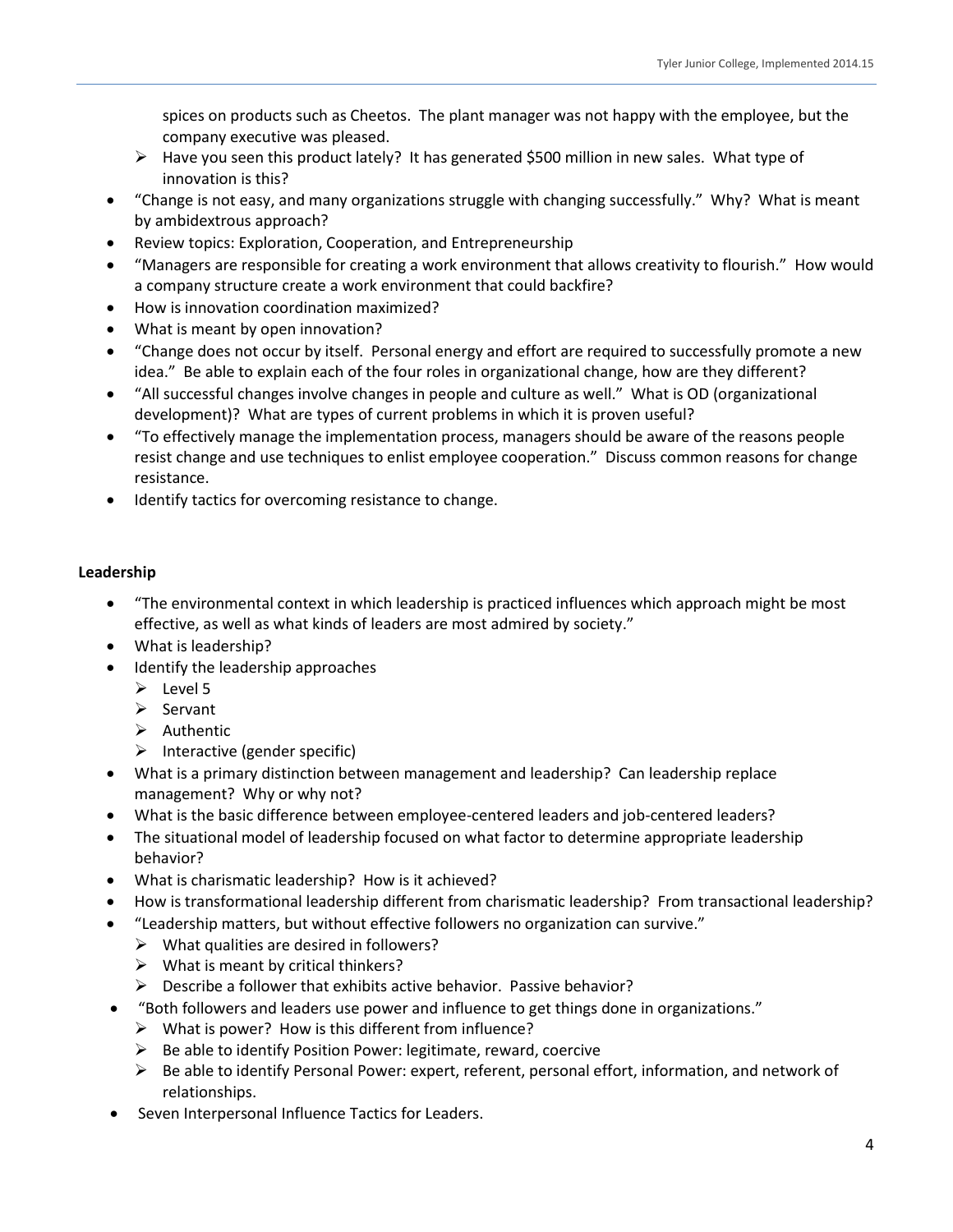spices on products such as Cheetos. The plant manager was not happy with the employee, but the company executive was pleased.
    - Have you seen this product lately? It has generated $500 million in new sales. What type of innovation is this?
- "Change is not easy, and many organizations struggle with changing successfully." Why? What is meant by ambidextrous approach?
- Review topics: Exploration, Cooperation, and Entrepreneurship
- "Managers are responsible for creating a work environment that allows creativity to flourish." How would a company structure create a work environment that could backfire?
- How is innovation coordination maximized?
- What is meant by open innovation?
- "Change does not occur by itself. Personal energy and effort are required to successfully promote a new idea." Be able to explain each of the four roles in organizational change, how are they different?
- "All successful changes involve changes in people and culture as well." What is OD (organizational development)? What are types of current problems in which it is proven useful?
- "To effectively manage the implementation process, managers should be aware of the reasons people resist change and use techniques to enlist employee cooperation." Discuss common reasons for change resistance.
- Identify tactics for overcoming resistance to change.

**Leadership**

- "The environmental context in which leadership is practiced influences which approach might be most effective, as well as what kinds of leaders are most admired by society."
- What is leadership?
- Identify the leadership approaches
    - Level 5
    - Servant
    - Authentic
    - Interactive (gender specific)
- What is a primary distinction between management and leadership? Can leadership replace management? Why or why not?
- What is the basic difference between employee-centered leaders and job-centered leaders?
- The situational model of leadership focused on what factor to determine appropriate leadership behavior?
- What is charismatic leadership? How is it achieved?
- How is transformational leadership different from charismatic leadership? From transactional leadership?
- "Leadership matters, but without effective followers no organization can survive."
    - What qualities are desired in followers?
    - What is meant by critical thinkers?
    - Describe a follower that exhibits active behavior. Passive behavior?
- "Both followers and leaders use power and influence to get things done in organizations."
    - What is power? How is this different from influence?
    - Be able to identify Position Power: legitimate, reward, coercive
    - Be able to identify Personal Power: expert, referent, personal effort, information, and network of relationships.
- Seven Interpersonal Influence Tactics for Leaders.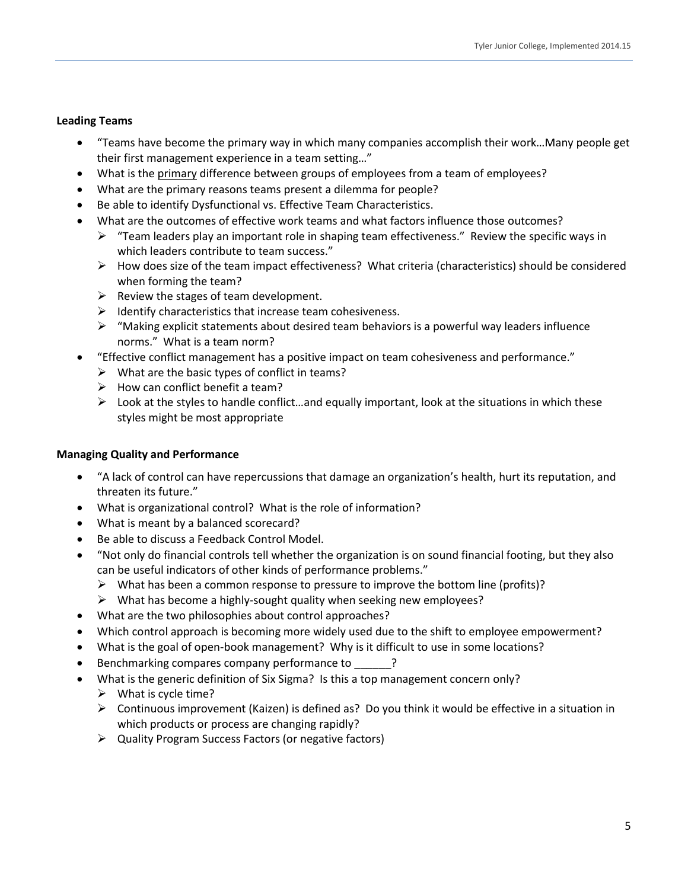**Leading Teams**

- "Teams have become the primary way in which many companies accomplish their work…Many people get their first management experience in a team setting…"
- What is the primary difference between groups of employees from a team of employees?
- What are the primary reasons teams present a dilemma for people?
- Be able to identify Dysfunctional vs. Effective Team Characteristics.
- What are the outcomes of effective work teams and what factors influence those outcomes?
  - "Team leaders play an important role in shaping team effectiveness." Review the specific ways in which leaders contribute to team success."
  - How does size of the team impact effectiveness? What criteria (characteristics) should be considered when forming the team?
  - Review the stages of team development.
  - Identify characteristics that increase team cohesiveness.
  - "Making explicit statements about desired team behaviors is a powerful way leaders influence norms." What is a team norm?
- "Effective conflict management has a positive impact on team cohesiveness and performance."
  - What are the basic types of conflict in teams?
  - How can conflict benefit a team?
  - Look at the styles to handle conflict…and equally important, look at the situations in which these styles might be most appropriate

**Managing Quality and Performance**

- "A lack of control can have repercussions that damage an organization's health, hurt its reputation, and threaten its future."
- What is organizational control? What is the role of information?
- What is meant by a balanced scorecard?
- Be able to discuss a Feedback Control Model.
- "Not only do financial controls tell whether the organization is on sound financial footing, but they also can be useful indicators of other kinds of performance problems."
  - What has been a common response to pressure to improve the bottom line (profits)?
  - What has become a highly-sought quality when seeking new employees?
- What are the two philosophies about control approaches?
- Which control approach is becoming more widely used due to the shift to employee empowerment?
- What is the goal of open-book management? Why is it difficult to use in some locations?
- Benchmarking compares company performance to ______?
- What is the generic definition of Six Sigma? Is this a top management concern only?
  - What is cycle time?
  - Continuous improvement (Kaizen) is defined as? Do you think it would be effective in a situation in which products or process are changing rapidly?
  - Quality Program Success Factors (or negative factors)